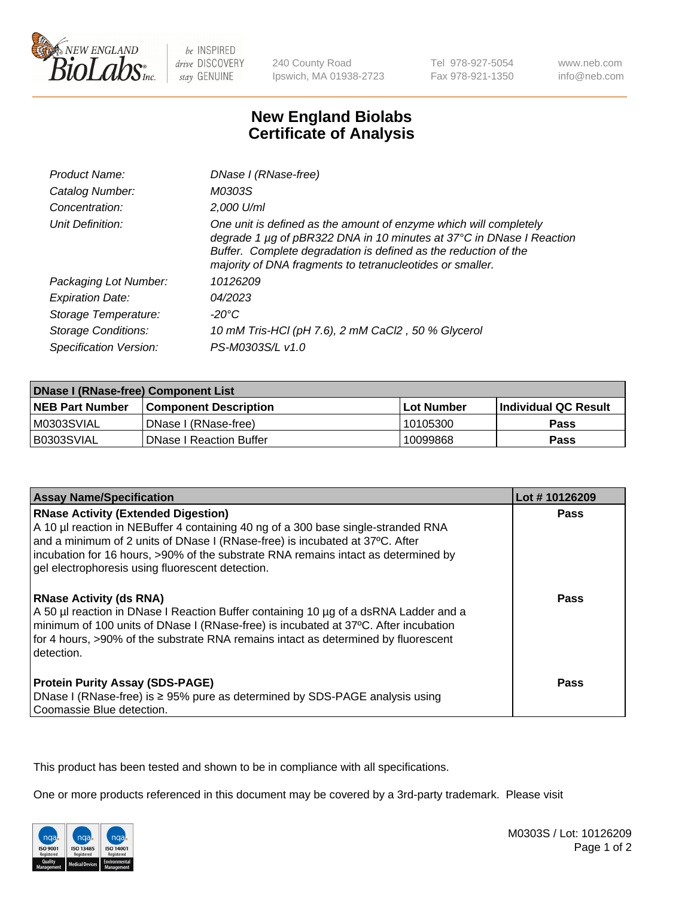# New England Biolabs Certificate of Analysis

| | |
|---|---|
| *Product Name:* | *DNase I (RNase-free)* |
| *Catalog Number:* | *M0303S* |
| *Concentration:* | *2,000 U/ml* |
| *Unit Definition:* | *One unit is defined as the amount of enzyme which will completely degrade 1 µg of pBR322 DNA in 10 minutes at 37°C in DNase I Reaction Buffer. Complete degradation is defined as the reduction of the majority of DNA fragments to tetranucleotides or smaller.* |
| *Packaging Lot Number:* | *10126209* |
| *Expiration Date:* | *04/2023* |
| *Storage Temperature:* | *-20°C* |
| *Storage Conditions:* | *10 mM Tris-HCl (pH 7.6), 2 mM CaCl2 , 50 % Glycerol* |
| *Specification Version:* | *PS-M0303S/L v1.0* |

| DNase I (RNase-free) Component List | | | |
|---|---|---|---|
| **NEB Part Number** | **Component Description** | **Lot Number** | **Individual QC Result** |
| M0303SVIAL | DNase I (RNase-free) | 10105300 | Pass |
| B0303SVIAL | DNase I Reaction Buffer | 10099868 | Pass |

| Assay Name/Specification | Lot # 10126209 |
|---|---|
| **RNase Activity (Extended Digestion)** A 10 µl reaction in NEBuffer 4 containing 40 ng of a 300 base single-stranded RNA and a minimum of 2 units of DNase I (RNase-free) is incubated at 37ºC. After incubation for 16 hours, >90% of the substrate RNA remains intact as determined by gel electrophoresis using fluorescent detection. | Pass |
| **RNase Activity (ds RNA)** A 50 µl reaction in DNase I Reaction Buffer containing 10 µg of a dsRNA Ladder and a minimum of 100 units of DNase I (RNase-free) is incubated at 37ºC. After incubation for 4 hours, >90% of the substrate RNA remains intact as determined by fluorescent detection. | Pass |
| **Protein Purity Assay (SDS-PAGE)** DNase I (RNase-free) is ≥ 95% pure as determined by SDS-PAGE analysis using Coomassie Blue detection. | Pass |

This product has been tested and shown to be in compliance with all specifications.

One or more products referenced in this document may be covered by a 3rd-party trademark. Please visit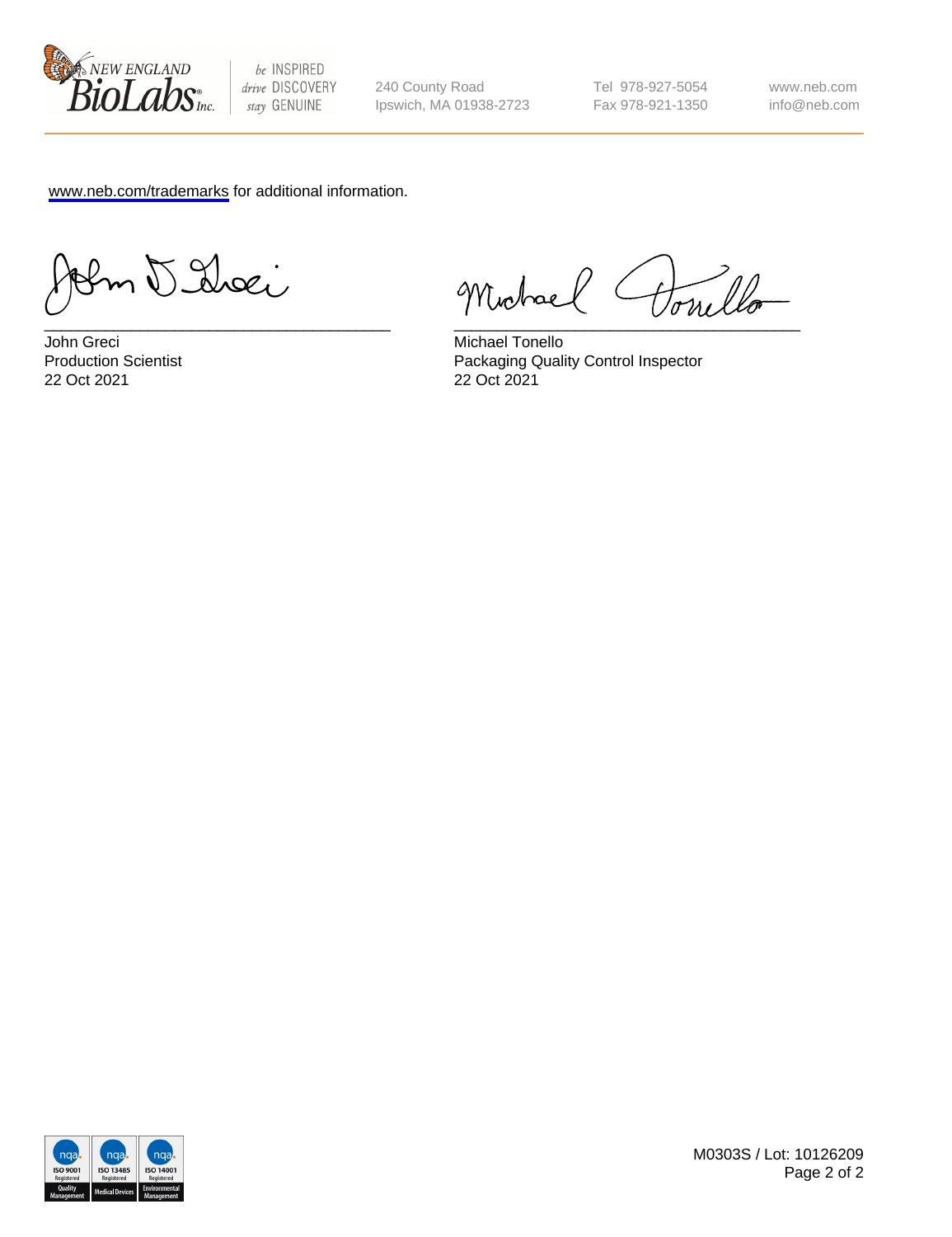www.neb.com/trademarks for additional information.

John Greci
Production Scientist
22 Oct 2021

Michael Tonello
Packaging Quality Control Inspector
22 Oct 2021

M0303S / Lot: 10126209